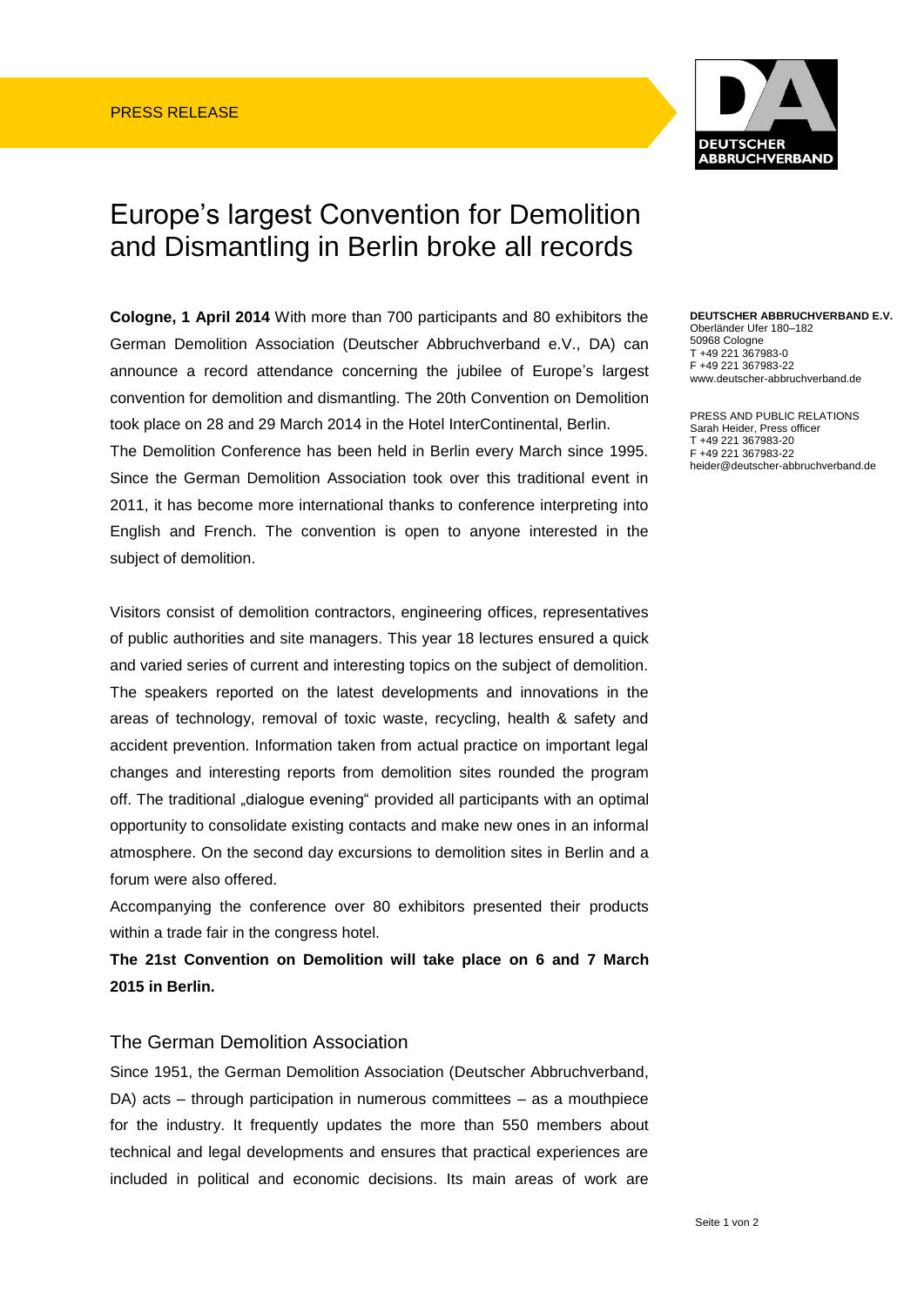PRESS RELEASE

# Europe's largest Convention for Demolition and Dismantling in Berlin broke all records

**DEUTSCHER ABBRUCHVERBAND E.V.**
Oberländer Ufer 180–182
50968 Cologne
T +49 221 367983-0
F +49 221 367983-22
www.deutscher-abbruchverband.de

PRESS AND PUBLIC RELATIONS
Sarah Heider, Press officer
T +49 221 367983-20
F +49 221 367983-22
heider@deutscher-abbruchverband.de

**Cologne, 1 April 2014** With more than 700 participants and 80 exhibitors the German Demolition Association (Deutscher Abbruchverband e.V., DA) can announce a record attendance concerning the jubilee of Europe's largest convention for demolition and dismantling. The 20th Convention on Demolition took place on 28 and 29 March 2014 in the Hotel InterContinental, Berlin.
The Demolition Conference has been held in Berlin every March since 1995. Since the German Demolition Association took over this traditional event in 2011, it has become more international thanks to conference interpreting into English and French. The convention is open to anyone interested in the subject of demolition.

Visitors consist of demolition contractors, engineering offices, representatives of public authorities and site managers. This year 18 lectures ensured a quick and varied series of current and interesting topics on the subject of demolition. The speakers reported on the latest developments and innovations in the areas of technology, removal of toxic waste, recycling, health & safety and accident prevention. Information taken from actual practice on important legal changes and interesting reports from demolition sites rounded the program off. The traditional „dialogue evening" provided all participants with an optimal opportunity to consolidate existing contacts and make new ones in an informal atmosphere. On the second day excursions to demolition sites in Berlin and a forum were also offered.
Accompanying the conference over 80 exhibitors presented their products within a trade fair in the congress hotel.

**The 21st Convention on Demolition will take place on 6 and 7 March 2015 in Berlin.**

## The German Demolition Association

Since 1951, the German Demolition Association (Deutscher Abbruchverband, DA) acts – through participation in numerous committees – as a mouthpiece for the industry. It frequently updates the more than 550 members about technical and legal developments and ensures that practical experiences are included in political and economic decisions. Its main areas of work are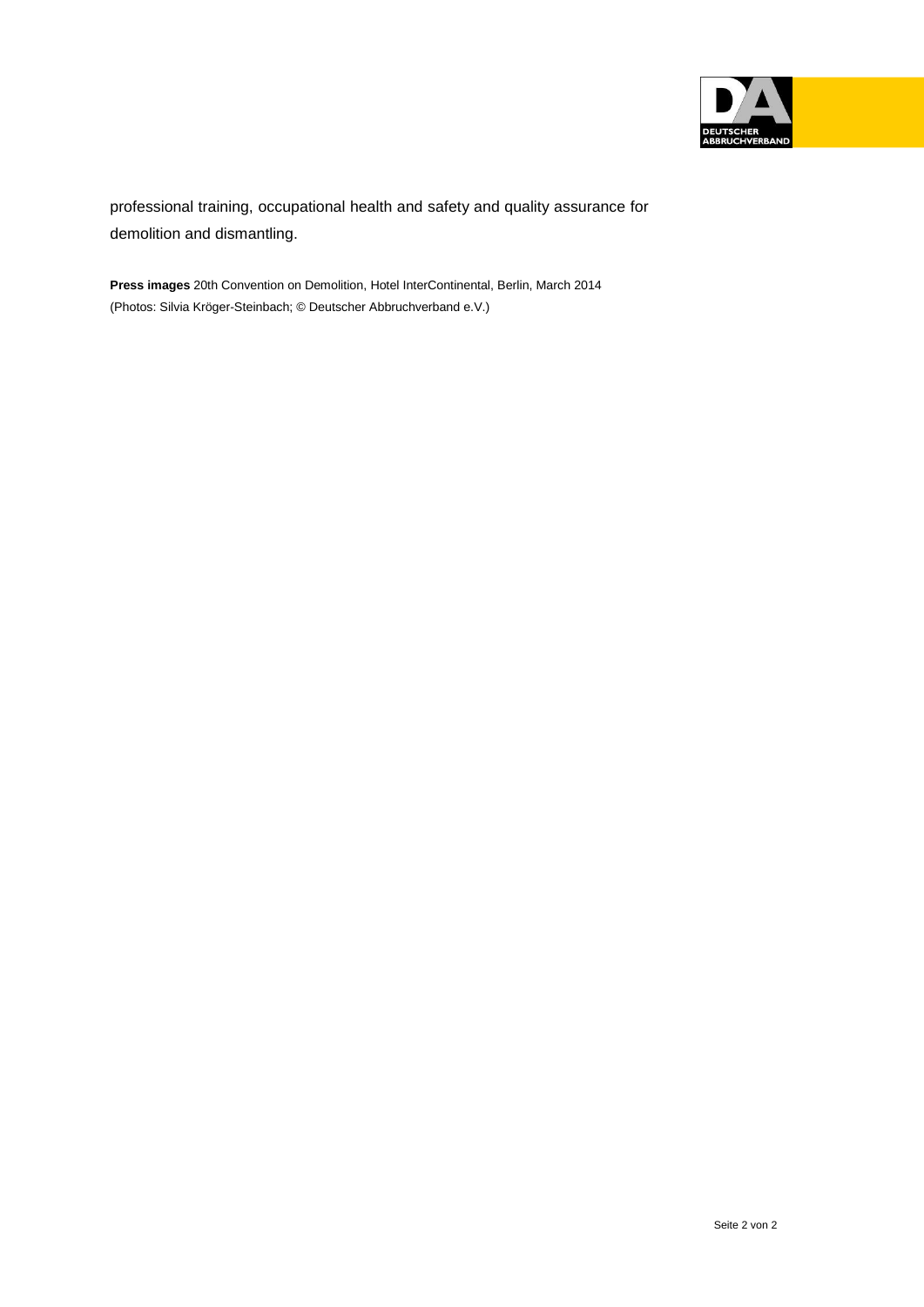professional training, occupational health and safety and quality assurance for demolition and dismantling.

**Press images** 20th Convention on Demolition, Hotel InterContinental, Berlin, March 2014
(Photos: Silvia Kröger-Steinbach; © Deutscher Abbruchverband e.V.)